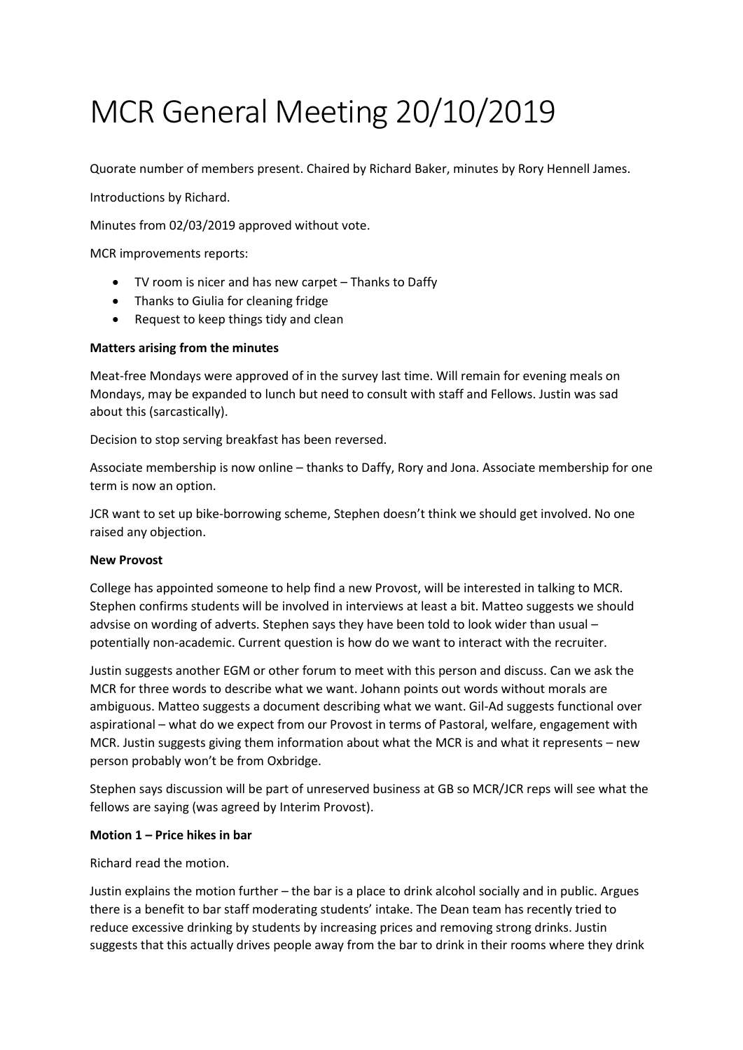# MCR General Meeting 20/10/2019

Quorate number of members present. Chaired by Richard Baker, minutes by Rory Hennell James.

Introductions by Richard.

Minutes from 02/03/2019 approved without vote.

MCR improvements reports:

- TV room is nicer and has new carpet – Thanks to Daffy
- Thanks to Giulia for cleaning fridge
- Request to keep things tidy and clean

**Matters arising from the minutes**

Meat-free Mondays were approved of in the survey last time. Will remain for evening meals on Mondays, may be expanded to lunch but need to consult with staff and Fellows. Justin was sad about this (sarcastically).

Decision to stop serving breakfast has been reversed.

Associate membership is now online – thanks to Daffy, Rory and Jona. Associate membership for one term is now an option.

JCR want to set up bike-borrowing scheme, Stephen doesn't think we should get involved. No one raised any objection.

**New Provost**

College has appointed someone to help find a new Provost, will be interested in talking to MCR. Stephen confirms students will be involved in interviews at least a bit. Matteo suggests we should advsise on wording of adverts. Stephen says they have been told to look wider than usual – potentially non-academic. Current question is how do we want to interact with the recruiter.

Justin suggests another EGM or other forum to meet with this person and discuss. Can we ask the MCR for three words to describe what we want. Johann points out words without morals are ambiguous. Matteo suggests a document describing what we want. Gil-Ad suggests functional over aspirational – what do we expect from our Provost in terms of Pastoral, welfare, engagement with MCR. Justin suggests giving them information about what the MCR is and what it represents – new person probably won't be from Oxbridge.

Stephen says discussion will be part of unreserved business at GB so MCR/JCR reps will see what the fellows are saying (was agreed by Interim Provost).

**Motion 1 – Price hikes in bar**

Richard read the motion.

Justin explains the motion further – the bar is a place to drink alcohol socially and in public. Argues there is a benefit to bar staff moderating students' intake. The Dean team has recently tried to reduce excessive drinking by students by increasing prices and removing strong drinks. Justin suggests that this actually drives people away from the bar to drink in their rooms where they drink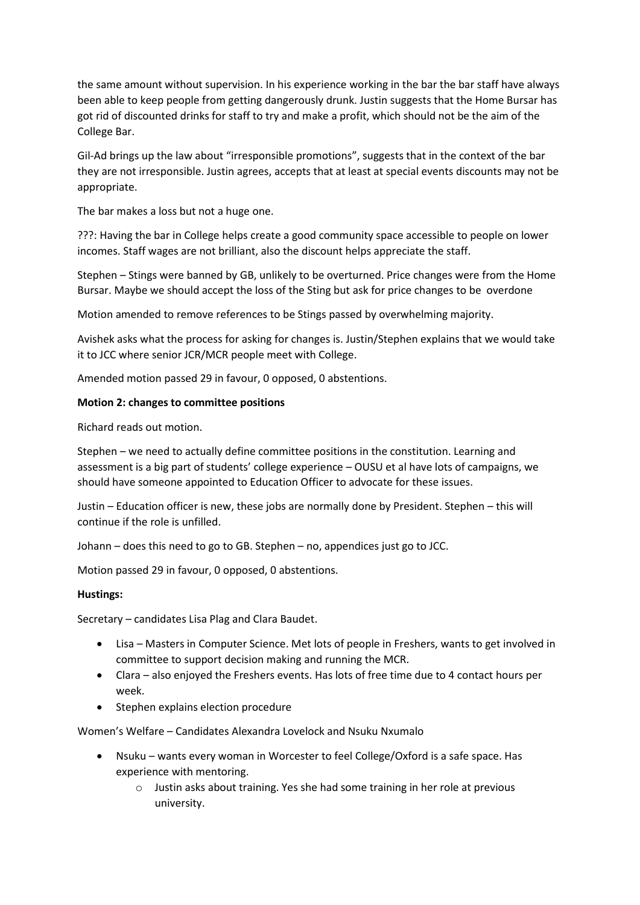the same amount without supervision. In his experience working in the bar the bar staff have always been able to keep people from getting dangerously drunk. Justin suggests that the Home Bursar has got rid of discounted drinks for staff to try and make a profit, which should not be the aim of the College Bar.

Gil-Ad brings up the law about "irresponsible promotions", suggests that in the context of the bar they are not irresponsible. Justin agrees, accepts that at least at special events discounts may not be appropriate.

The bar makes a loss but not a huge one.

???: Having the bar in College helps create a good community space accessible to people on lower incomes. Staff wages are not brilliant, also the discount helps appreciate the staff.

Stephen – Stings were banned by GB, unlikely to be overturned. Price changes were from the Home Bursar. Maybe we should accept the loss of the Sting but ask for price changes to be overdone

Motion amended to remove references to be Stings passed by overwhelming majority.

Avishek asks what the process for asking for changes is. Justin/Stephen explains that we would take it to JCC where senior JCR/MCR people meet with College.

Amended motion passed 29 in favour, 0 opposed, 0 abstentions.

**Motion 2: changes to committee positions**

Richard reads out motion.

Stephen – we need to actually define committee positions in the constitution. Learning and assessment is a big part of students' college experience – OUSU et al have lots of campaigns, we should have someone appointed to Education Officer to advocate for these issues.

Justin – Education officer is new, these jobs are normally done by President. Stephen – this will continue if the role is unfilled.

Johann – does this need to go to GB. Stephen – no, appendices just go to JCC.

Motion passed 29 in favour, 0 opposed, 0 abstentions.

**Hustings:**

Secretary – candidates Lisa Plag and Clara Baudet.

- Lisa – Masters in Computer Science. Met lots of people in Freshers, wants to get involved in committee to support decision making and running the MCR.
- Clara – also enjoyed the Freshers events. Has lots of free time due to 4 contact hours per week.
- Stephen explains election procedure

Women's Welfare – Candidates Alexandra Lovelock and Nsuku Nxumalo

- Nsuku – wants every woman in Worcester to feel College/Oxford is a safe space. Has experience with mentoring.
  - Justin asks about training. Yes she had some training in her role at previous university.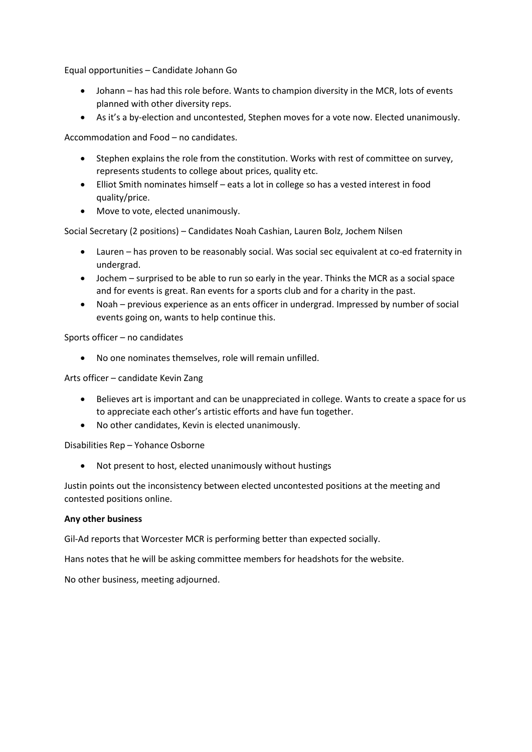Equal opportunities – Candidate Johann Go

- Johann – has had this role before. Wants to champion diversity in the MCR, lots of events planned with other diversity reps.
- As it's a by-election and uncontested, Stephen moves for a vote now. Elected unanimously.

Accommodation and Food – no candidates.

- Stephen explains the role from the constitution. Works with rest of committee on survey, represents students to college about prices, quality etc.
- Elliot Smith nominates himself – eats a lot in college so has a vested interest in food quality/price.
- Move to vote, elected unanimously.

Social Secretary (2 positions) – Candidates Noah Cashian, Lauren Bolz, Jochem Nilsen

- Lauren – has proven to be reasonably social. Was social sec equivalent at co-ed fraternity in undergrad.
- Jochem – surprised to be able to run so early in the year. Thinks the MCR as a social space and for events is great. Ran events for a sports club and for a charity in the past.
- Noah – previous experience as an ents officer in undergrad. Impressed by number of social events going on, wants to help continue this.

Sports officer – no candidates

- No one nominates themselves, role will remain unfilled.

Arts officer – candidate Kevin Zang

- Believes art is important and can be unappreciated in college. Wants to create a space for us to appreciate each other's artistic efforts and have fun together.
- No other candidates, Kevin is elected unanimously.

Disabilities Rep – Yohance Osborne

- Not present to host, elected unanimously without hustings

Justin points out the inconsistency between elected uncontested positions at the meeting and contested positions online.

**Any other business**

Gil-Ad reports that Worcester MCR is performing better than expected socially.

Hans notes that he will be asking committee members for headshots for the website.

No other business, meeting adjourned.